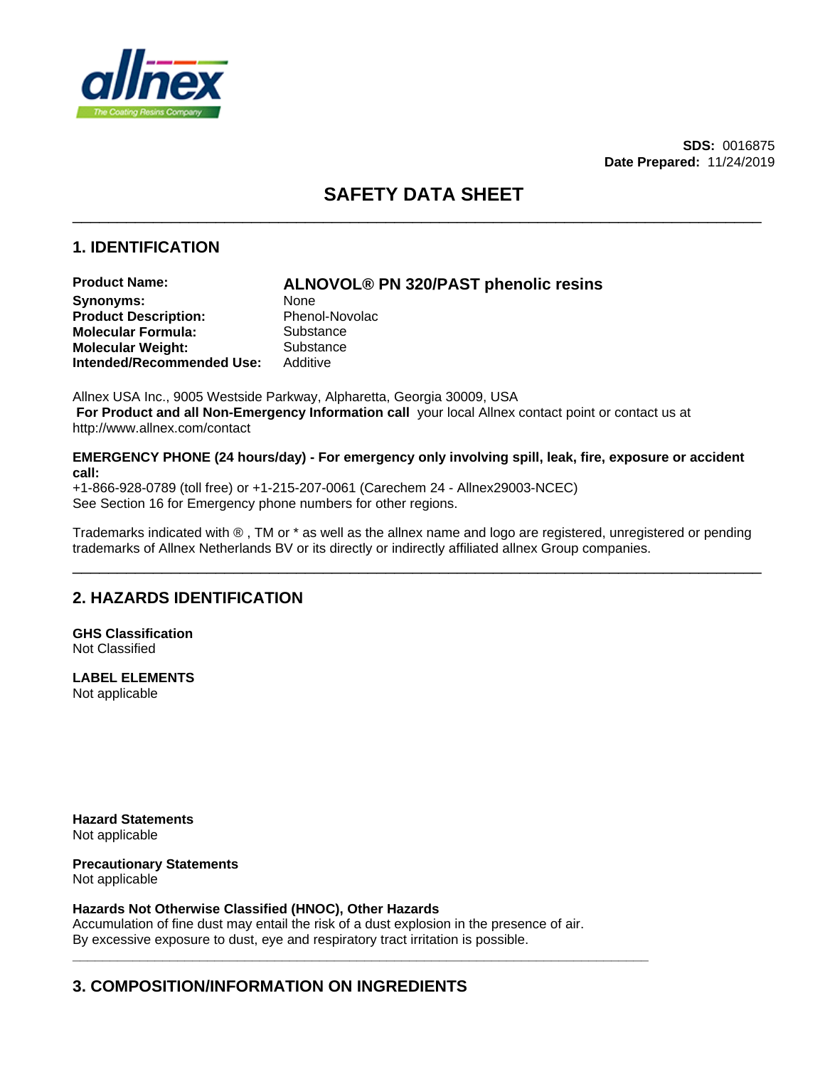**SDS:** 0016875
**Date Prepared:** 11/24/2019

# SAFETY DATA SHEET

## 1. IDENTIFICATION

**Product Name:** **ALNOVOL® PN 320/PAST phenolic resins**
**Synonyms:** None
**Product Description:** Phenol-Novolac
**Molecular Formula:** Substance
**Molecular Weight:** Substance
**Intended/Recommended Use:** Additive

Allnex USA Inc., 9005 Westside Parkway, Alpharetta, Georgia 30009, USA
**For Product and all Non-Emergency Information call** your local Allnex contact point or contact us at http://www.allnex.com/contact

**EMERGENCY PHONE (24 hours/day) - For emergency only involving spill, leak, fire, exposure or accident call:**
+1-866-928-0789 (toll free) or +1-215-207-0061 (Carechem 24 - Allnex29003-NCEC)
See Section 16 for Emergency phone numbers for other regions.

Trademarks indicated with ® , TM or * as well as the allnex name and logo are registered, unregistered or pending trademarks of Allnex Netherlands BV or its directly or indirectly affiliated allnex Group companies.

## 2. HAZARDS IDENTIFICATION

**GHS Classification**
Not Classified

**LABEL ELEMENTS**
Not applicable

**Hazard Statements**
Not applicable

**Precautionary Statements**
Not applicable

**Hazards Not Otherwise Classified (HNOC), Other Hazards**
Accumulation of fine dust may entail the risk of a dust explosion in the presence of air.
By excessive exposure to dust, eye and respiratory tract irritation is possible.

## 3. COMPOSITION/INFORMATION ON INGREDIENTS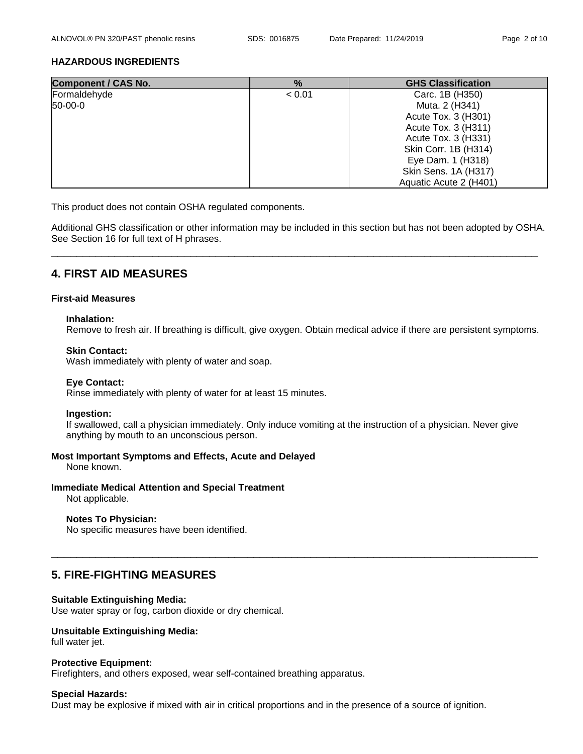### HAZARDOUS INGREDIENTS

| Component / CAS No. | % | GHS Classification |
|---|---|---|
| Formaldehyde<br>50-00-0 | < 0.01 | Carc. 1B (H350)<br>Muta. 2 (H341)<br>Acute Tox. 3 (H301)<br>Acute Tox. 3 (H311)<br>Acute Tox. 3 (H331)<br>Skin Corr. 1B (H314)<br>Eye Dam. 1 (H318)<br>Skin Sens. 1A (H317)<br>Aquatic Acute 2 (H401) |

This product does not contain OSHA regulated components.

Additional GHS classification or other information may be included in this section but has not been adopted by OSHA. See Section 16 for full text of H phrases.

## 4. FIRST AID MEASURES

### First-aid Measures

**Inhalation:**
Remove to fresh air. If breathing is difficult, give oxygen. Obtain medical advice if there are persistent symptoms.

**Skin Contact:**
Wash immediately with plenty of water and soap.

**Eye Contact:**
Rinse immediately with plenty of water for at least 15 minutes.

**Ingestion:**
If swallowed, call a physician immediately. Only induce vomiting at the instruction of a physician. Never give anything by mouth to an unconscious person.

**Most Important Symptoms and Effects, Acute and Delayed**
None known.

**Immediate Medical Attention and Special Treatment**
Not applicable.

**Notes To Physician:**
No specific measures have been identified.

## 5. FIRE-FIGHTING MEASURES

**Suitable Extinguishing Media:**
Use water spray or fog, carbon dioxide or dry chemical.

**Unsuitable Extinguishing Media:**
full water jet.

**Protective Equipment:**
Firefighters, and others exposed, wear self-contained breathing apparatus.

**Special Hazards:**
Dust may be explosive if mixed with air in critical proportions and in the presence of a source of ignition.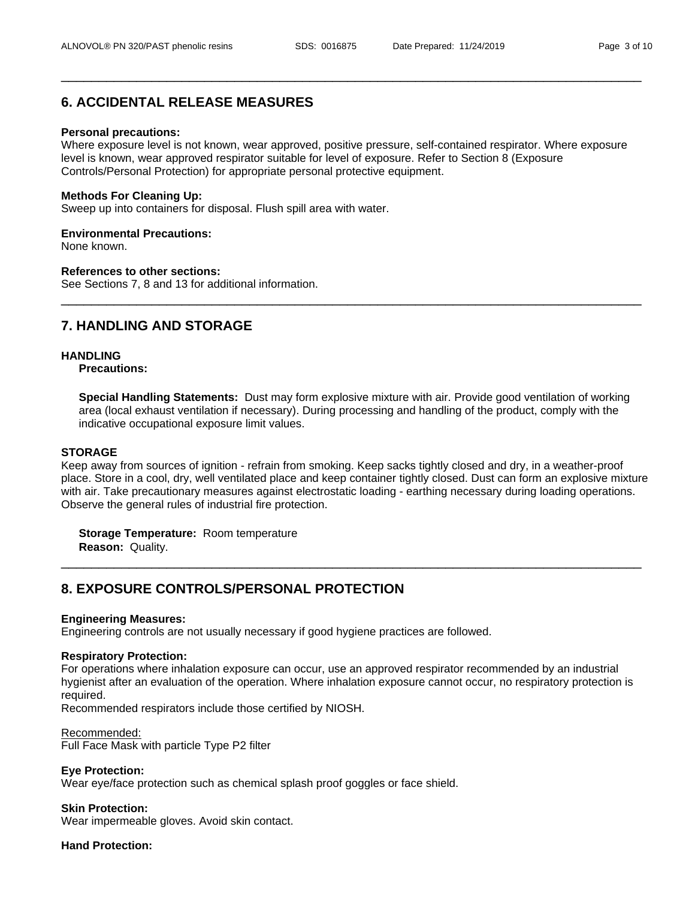## 6. ACCIDENTAL RELEASE MEASURES

**Personal precautions:**
Where exposure level is not known, wear approved, positive pressure, self-contained respirator. Where exposure level is known, wear approved respirator suitable for level of exposure. Refer to Section 8 (Exposure Controls/Personal Protection) for appropriate personal protective equipment.

**Methods For Cleaning Up:**
Sweep up into containers for disposal. Flush spill area with water.

**Environmental Precautions:**
None known.

**References to other sections:**
See Sections 7, 8 and 13 for additional information.

## 7. HANDLING AND STORAGE

**HANDLING**

**Precautions:**

**Special Handling Statements:** Dust may form explosive mixture with air. Provide good ventilation of working area (local exhaust ventilation if necessary). During processing and handling of the product, comply with the indicative occupational exposure limit values.

**STORAGE**

Keep away from sources of ignition - refrain from smoking. Keep sacks tightly closed and dry, in a weather-proof place. Store in a cool, dry, well ventilated place and keep container tightly closed. Dust can form an explosive mixture with air. Take precautionary measures against electrostatic loading - earthing necessary during loading operations. Observe the general rules of industrial fire protection.

**Storage Temperature:** Room temperature
**Reason:** Quality.

## 8. EXPOSURE CONTROLS/PERSONAL PROTECTION

**Engineering Measures:**
Engineering controls are not usually necessary if good hygiene practices are followed.

**Respiratory Protection:**
For operations where inhalation exposure can occur, use an approved respirator recommended by an industrial hygienist after an evaluation of the operation. Where inhalation exposure cannot occur, no respiratory protection is required.
Recommended respirators include those certified by NIOSH.

Recommended:
Full Face Mask with particle Type P2 filter

**Eye Protection:**
Wear eye/face protection such as chemical splash proof goggles or face shield.

**Skin Protection:**
Wear impermeable gloves. Avoid skin contact.

**Hand Protection:**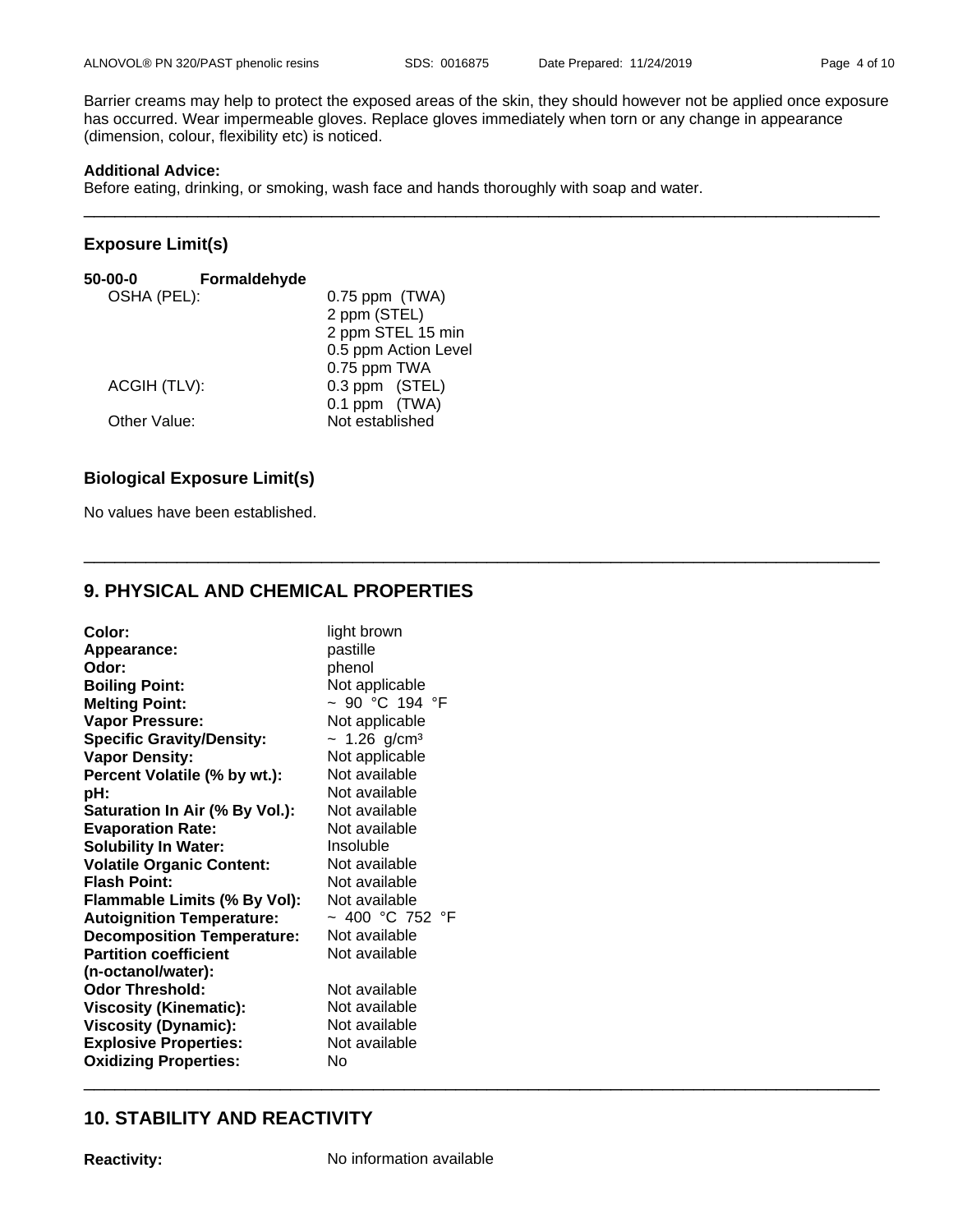Barrier creams may help to protect the exposed areas of the skin, they should however not be applied once exposure has occurred. Wear impermeable gloves. Replace gloves immediately when torn or any change in appearance (dimension, colour, flexibility etc) is noticed.

**Additional Advice:**
Before eating, drinking, or smoking, wash face and hands thoroughly with soap and water.

---

### Exposure Limit(s)

**50-00-0 Formaldehyde**

| | |
|---|---|
| OSHA (PEL): | 0.75 ppm (TWA)<br>2 ppm (STEL)<br>2 ppm STEL 15 min<br>0.5 ppm Action Level<br>0.75 ppm TWA |
| ACGIH (TLV): | 0.3 ppm (STEL)<br>0.1 ppm (TWA) |
| Other Value: | Not established |

### Biological Exposure Limit(s)

No values have been established.

---

## 9. PHYSICAL AND CHEMICAL PROPERTIES

| | |
|---|---|
| **Color:** | light brown |
| **Appearance:** | pastille |
| **Odor:** | phenol |
| **Boiling Point:** | Not applicable |
| **Melting Point:** | ~ 90 °C 194 °F |
| **Vapor Pressure:** | Not applicable |
| **Specific Gravity/Density:** | ~ 1.26 $g/cm^3$ |
| **Vapor Density:** | Not applicable |
| **Percent Volatile (% by wt.):** | Not available |
| **pH:** | Not available |
| **Saturation In Air (% By Vol.):** | Not available |
| **Evaporation Rate:** | Not available |
| **Solubility In Water:** | Insoluble |
| **Volatile Organic Content:** | Not available |
| **Flash Point:** | Not available |
| **Flammable Limits (% By Vol):** | Not available |
| **Autoignition Temperature:** | ~ 400 °C 752 °F |
| **Decomposition Temperature:** | Not available |
| **Partition coefficient (n-octanol/water):** | Not available |
| **Odor Threshold:** | Not available |
| **Viscosity (Kinematic):** | Not available |
| **Viscosity (Dynamic):** | Not available |
| **Explosive Properties:** | Not available |
| **Oxidizing Properties:** | No |

---

## 10. STABILITY AND REACTIVITY

**Reactivity:** No information available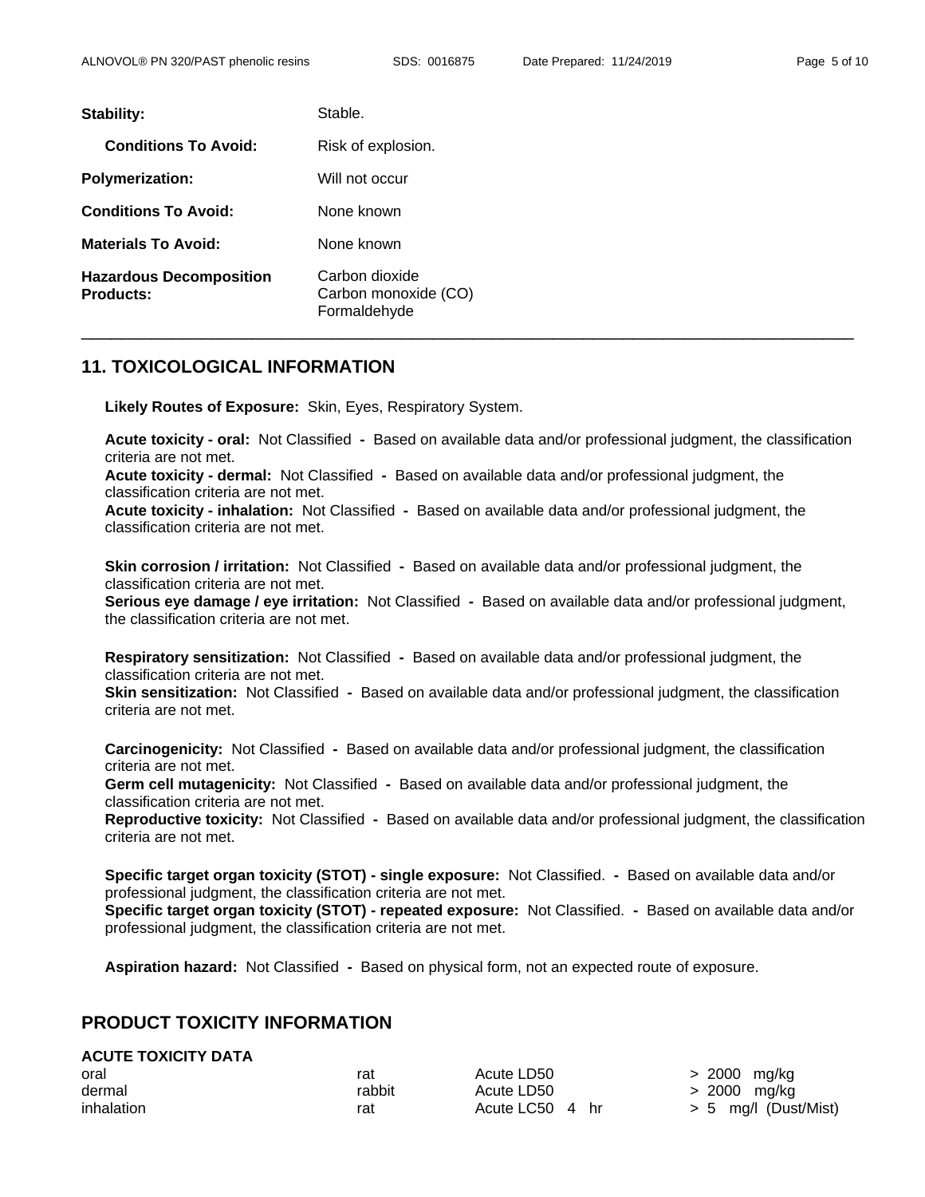**Stability:** Stable.

**Conditions To Avoid:** Risk of explosion.

**Polymerization:** Will not occur

**Conditions To Avoid:** None known

**Materials To Avoid:** None known

**Hazardous Decomposition Products:** Carbon dioxide
Carbon monoxide (CO)
Formaldehyde

## 11. TOXICOLOGICAL INFORMATION

**Likely Routes of Exposure:** Skin, Eyes, Respiratory System.

**Acute toxicity - oral:** Not Classified **-** Based on available data and/or professional judgment, the classification criteria are not met.
**Acute toxicity - dermal:** Not Classified **-** Based on available data and/or professional judgment, the classification criteria are not met.
**Acute toxicity - inhalation:** Not Classified **-** Based on available data and/or professional judgment, the classification criteria are not met.

**Skin corrosion / irritation:** Not Classified **-** Based on available data and/or professional judgment, the classification criteria are not met.
**Serious eye damage / eye irritation:** Not Classified **-** Based on available data and/or professional judgment, the classification criteria are not met.

**Respiratory sensitization:** Not Classified **-** Based on available data and/or professional judgment, the classification criteria are not met.
**Skin sensitization:** Not Classified **-** Based on available data and/or professional judgment, the classification criteria are not met.

**Carcinogenicity:** Not Classified **-** Based on available data and/or professional judgment, the classification criteria are not met.
**Germ cell mutagenicity:** Not Classified **-** Based on available data and/or professional judgment, the classification criteria are not met.
**Reproductive toxicity:** Not Classified **-** Based on available data and/or professional judgment, the classification criteria are not met.

**Specific target organ toxicity (STOT) - single exposure:** Not Classified. **-** Based on available data and/or professional judgment, the classification criteria are not met.
**Specific target organ toxicity (STOT) - repeated exposure:** Not Classified. **-** Based on available data and/or professional judgment, the classification criteria are not met.

**Aspiration hazard:** Not Classified **-** Based on physical form, not an expected route of exposure.

## PRODUCT TOXICITY INFORMATION

**ACUTE TOXICITY DATA**

| | | | |
|---|---|---|---|
| oral | rat | Acute LD50 | > 2000 mg/kg |
| dermal | rabbit | Acute LD50 | > 2000 mg/kg |
| inhalation | rat | Acute LC50 4 hr | > 5 mg/l (Dust/Mist) |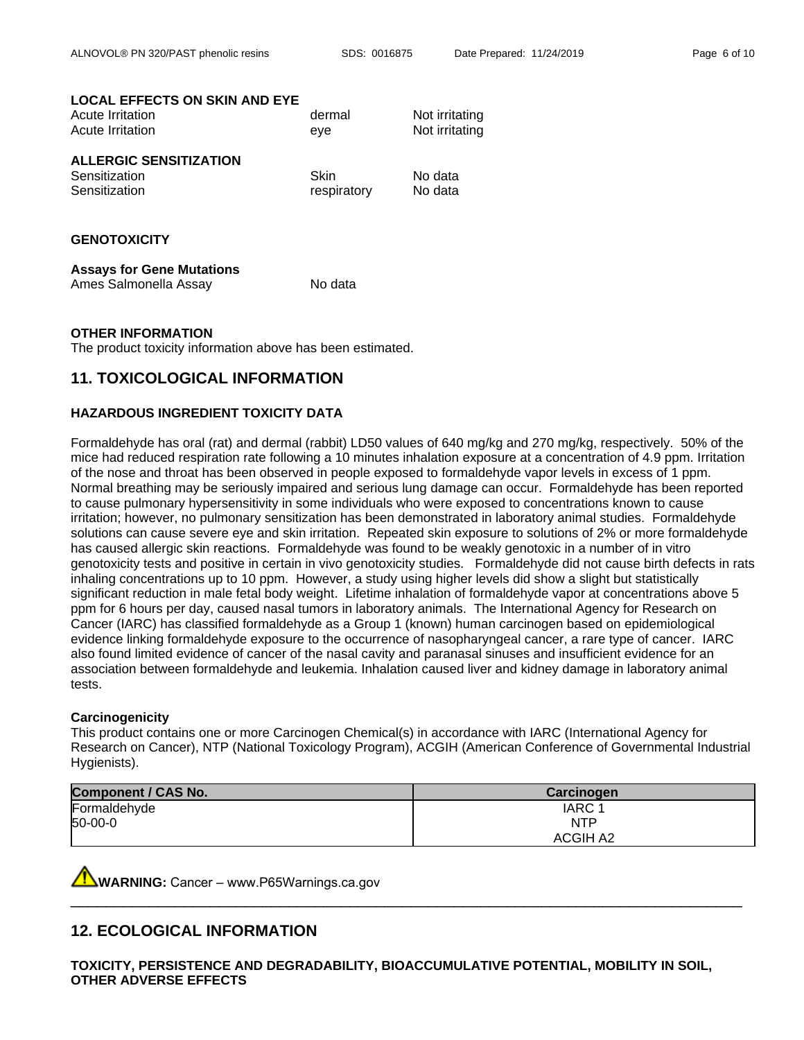**LOCAL EFFECTS ON SKIN AND EYE**

| | | |
|---|---|---|
| Acute Irritation | dermal | Not irritating |
| Acute Irritation | eye | Not irritating |

**ALLERGIC SENSITIZATION**

| | | |
|---|---|---|
| Sensitization | Skin | No data |
| Sensitization | respiratory | No data |

**GENOTOXICITY**

**Assays for Gene Mutations**

| | |
|---|---|
| Ames Salmonella Assay | No data |

**OTHER INFORMATION**

The product toxicity information above has been estimated.

## 11. TOXICOLOGICAL INFORMATION

**HAZARDOUS INGREDIENT TOXICITY DATA**

Formaldehyde has oral (rat) and dermal (rabbit) LD50 values of 640 mg/kg and 270 mg/kg, respectively. 50% of the mice had reduced respiration rate following a 10 minutes inhalation exposure at a concentration of 4.9 ppm. Irritation of the nose and throat has been observed in people exposed to formaldehyde vapor levels in excess of 1 ppm. Normal breathing may be seriously impaired and serious lung damage can occur. Formaldehyde has been reported to cause pulmonary hypersensitivity in some individuals who were exposed to concentrations known to cause irritation; however, no pulmonary sensitization has been demonstrated in laboratory animal studies. Formaldehyde solutions can cause severe eye and skin irritation. Repeated skin exposure to solutions of 2% or more formaldehyde has caused allergic skin reactions. Formaldehyde was found to be weakly genotoxic in a number of in vitro genotoxicity tests and positive in certain in vivo genotoxicity studies. Formaldehyde did not cause birth defects in rats inhaling concentrations up to 10 ppm. However, a study using higher levels did show a slight but statistically significant reduction in male fetal body weight. Lifetime inhalation of formaldehyde vapor at concentrations above 5 ppm for 6 hours per day, caused nasal tumors in laboratory animals. The International Agency for Research on Cancer (IARC) has classified formaldehyde as a Group 1 (known) human carcinogen based on epidemiological evidence linking formaldehyde exposure to the occurrence of nasopharyngeal cancer, a rare type of cancer. IARC also found limited evidence of cancer of the nasal cavity and paranasal sinuses and insufficient evidence for an association between formaldehyde and leukemia. Inhalation caused liver and kidney damage in laboratory animal tests.

**Carcinogenicity**

This product contains one or more Carcinogen Chemical(s) in accordance with IARC (International Agency for Research on Cancer), NTP (National Toxicology Program), ACGIH (American Conference of Governmental Industrial Hygienists).

| Component / CAS No. | Carcinogen |
|---|---|
| Formaldehyde<br>50-00-0 | IARC 1<br>NTP<br>ACGIH A2 |

**WARNING:** Cancer – www.P65Warnings.ca.gov

## 12. ECOLOGICAL INFORMATION

**TOXICITY, PERSISTENCE AND DEGRADABILITY, BIOACCUMULATIVE POTENTIAL, MOBILITY IN SOIL, OTHER ADVERSE EFFECTS**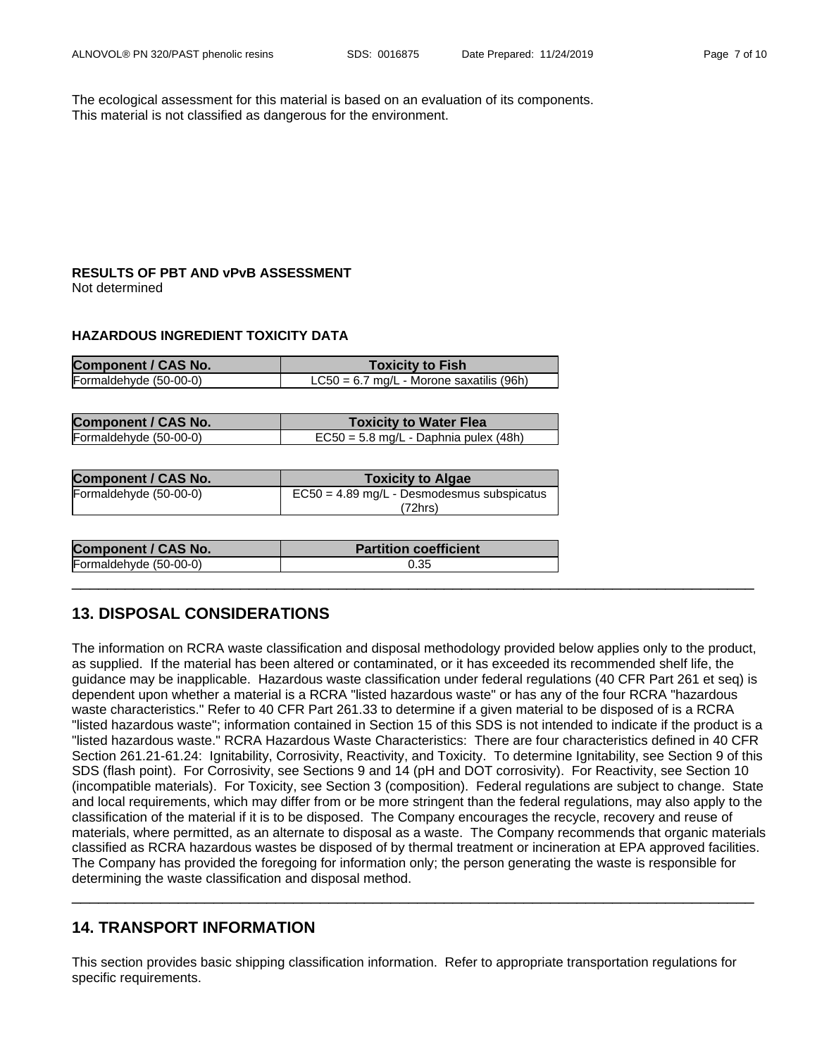The ecological assessment for this material is based on an evaluation of its components. This material is not classified as dangerous for the environment.

**RESULTS OF PBT AND vPvB ASSESSMENT**
Not determined

**HAZARDOUS INGREDIENT TOXICITY DATA**

| Component / CAS No. | Toxicity to Fish |
|---|---|
| Formaldehyde (50-00-0) | LC50 = 6.7 mg/L - Morone saxatilis (96h) |

| Component / CAS No. | Toxicity to Water Flea |
|---|---|
| Formaldehyde (50-00-0) | EC50 = 5.8 mg/L - Daphnia pulex (48h) |

| Component / CAS No. | Toxicity to Algae |
|---|---|
| Formaldehyde (50-00-0) | EC50 = 4.89 mg/L - Desmodesmus subspicatus (72hrs) |

| Component / CAS No. | Partition coefficient |
|---|---|
| Formaldehyde (50-00-0) | 0.35 |

## 13. DISPOSAL CONSIDERATIONS

The information on RCRA waste classification and disposal methodology provided below applies only to the product, as supplied. If the material has been altered or contaminated, or it has exceeded its recommended shelf life, the guidance may be inapplicable. Hazardous waste classification under federal regulations (40 CFR Part 261 et seq) is dependent upon whether a material is a RCRA "listed hazardous waste" or has any of the four RCRA "hazardous waste characteristics." Refer to 40 CFR Part 261.33 to determine if a given material to be disposed of is a RCRA "listed hazardous waste"; information contained in Section 15 of this SDS is not intended to indicate if the product is a "listed hazardous waste." RCRA Hazardous Waste Characteristics: There are four characteristics defined in 40 CFR Section 261.21-61.24: Ignitability, Corrosivity, Reactivity, and Toxicity. To determine Ignitability, see Section 9 of this SDS (flash point). For Corrosivity, see Sections 9 and 14 (pH and DOT corrosivity). For Reactivity, see Section 10 (incompatible materials). For Toxicity, see Section 3 (composition). Federal regulations are subject to change. State and local requirements, which may differ from or be more stringent than the federal regulations, may also apply to the classification of the material if it is to be disposed. The Company encourages the recycle, recovery and reuse of materials, where permitted, as an alternate to disposal as a waste. The Company recommends that organic materials classified as RCRA hazardous wastes be disposed of by thermal treatment or incineration at EPA approved facilities. The Company has provided the foregoing for information only; the person generating the waste is responsible for determining the waste classification and disposal method.

## 14. TRANSPORT INFORMATION

This section provides basic shipping classification information. Refer to appropriate transportation regulations for specific requirements.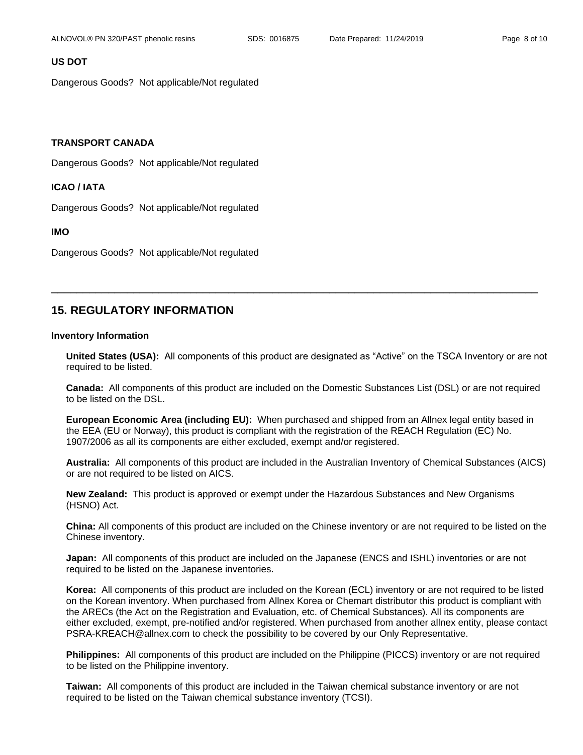### US DOT

Dangerous Goods? Not applicable/Not regulated

### TRANSPORT CANADA

Dangerous Goods? Not applicable/Not regulated

### ICAO / IATA

Dangerous Goods? Not applicable/Not regulated

### IMO

Dangerous Goods? Not applicable/Not regulated

---

## 15. REGULATORY INFORMATION

### Inventory Information

**United States (USA):** All components of this product are designated as "Active" on the TSCA Inventory or are not required to be listed.

**Canada:** All components of this product are included on the Domestic Substances List (DSL) or are not required to be listed on the DSL.

**European Economic Area (including EU):** When purchased and shipped from an Allnex legal entity based in the EEA (EU or Norway), this product is compliant with the registration of the REACH Regulation (EC) No. 1907/2006 as all its components are either excluded, exempt and/or registered.

**Australia:** All components of this product are included in the Australian Inventory of Chemical Substances (AICS) or are not required to be listed on AICS.

**New Zealand:** This product is approved or exempt under the Hazardous Substances and New Organisms (HSNO) Act.

**China:** All components of this product are included on the Chinese inventory or are not required to be listed on the Chinese inventory.

**Japan:** All components of this product are included on the Japanese (ENCS and ISHL) inventories or are not required to be listed on the Japanese inventories.

**Korea:** All components of this product are included on the Korean (ECL) inventory or are not required to be listed on the Korean inventory. When purchased from Allnex Korea or Chemart distributor this product is compliant with the ARECs (the Act on the Registration and Evaluation, etc. of Chemical Substances). All its components are either excluded, exempt, pre-notified and/or registered. When purchased from another allnex entity, please contact PSRA-KREACH@allnex.com to check the possibility to be covered by our Only Representative.

**Philippines:** All components of this product are included on the Philippine (PICCS) inventory or are not required to be listed on the Philippine inventory.

**Taiwan:** All components of this product are included in the Taiwan chemical substance inventory or are not required to be listed on the Taiwan chemical substance inventory (TCSI).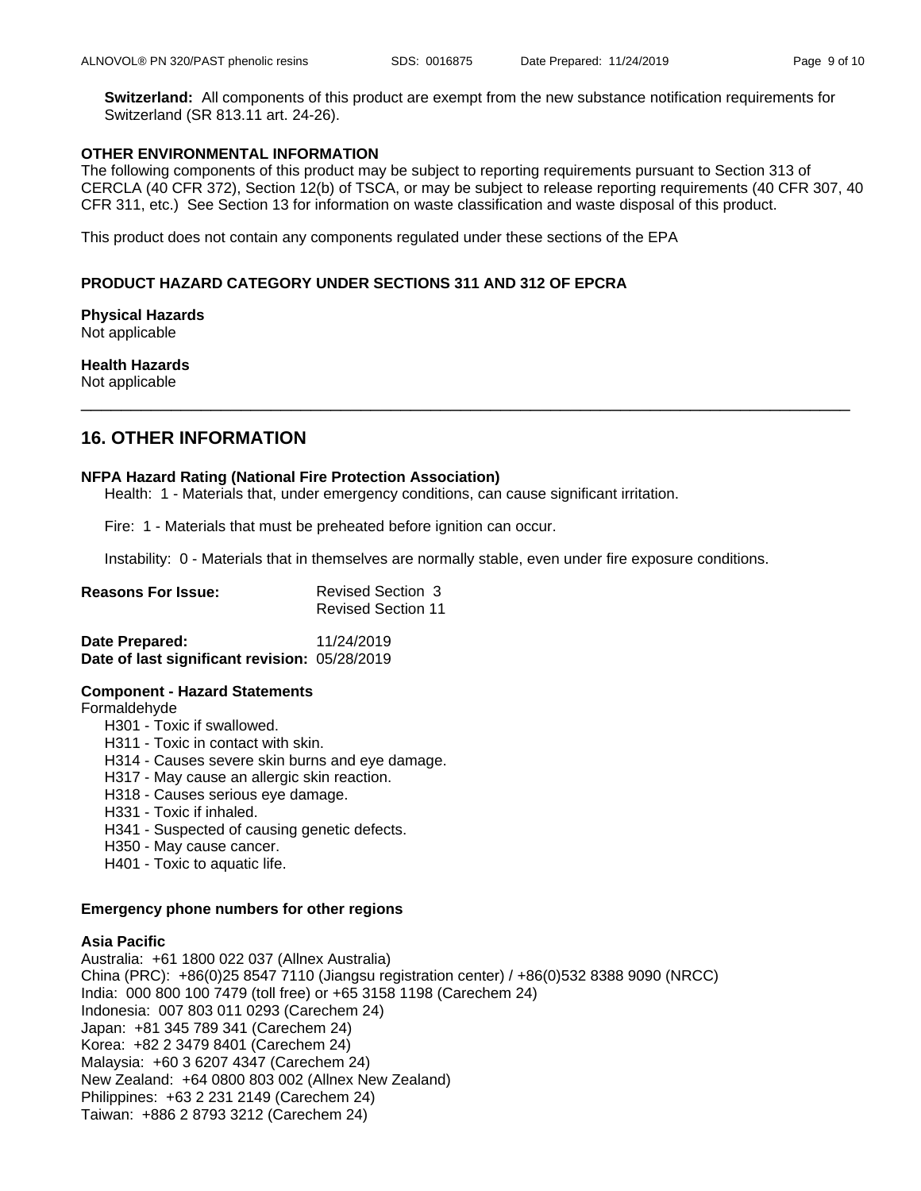**Switzerland:** All components of this product are exempt from the new substance notification requirements for Switzerland (SR 813.11 art. 24-26).

**OTHER ENVIRONMENTAL INFORMATION**

The following components of this product may be subject to reporting requirements pursuant to Section 313 of CERCLA (40 CFR 372), Section 12(b) of TSCA, or may be subject to release reporting requirements (40 CFR 307, 40 CFR 311, etc.) See Section 13 for information on waste classification and waste disposal of this product.

This product does not contain any components regulated under these sections of the EPA

**PRODUCT HAZARD CATEGORY UNDER SECTIONS 311 AND 312 OF EPCRA**

**Physical Hazards**
Not applicable

**Health Hazards**
Not applicable

## 16. OTHER INFORMATION

**NFPA Hazard Rating (National Fire Protection Association)**

Health: 1 - Materials that, under emergency conditions, can cause significant irritation.

Fire: 1 - Materials that must be preheated before ignition can occur.

Instability: 0 - Materials that in themselves are normally stable, even under fire exposure conditions.

**Reasons For Issue:** Revised Section 3
Revised Section 11

**Date Prepared:** 11/24/2019
**Date of last significant revision:** 05/28/2019

**Component - Hazard Statements**

Formaldehyde

- H301 - Toxic if swallowed.
- H311 - Toxic in contact with skin.
- H314 - Causes severe skin burns and eye damage.
- H317 - May cause an allergic skin reaction.
- H318 - Causes serious eye damage.
- H331 - Toxic if inhaled.
- H341 - Suspected of causing genetic defects.
- H350 - May cause cancer.
- H401 - Toxic to aquatic life.

**Emergency phone numbers for other regions**

**Asia Pacific**

Australia: +61 1800 022 037 (Allnex Australia)
China (PRC): +86(0)25 8547 7110 (Jiangsu registration center) / +86(0)532 8388 9090 (NRCC)
India: 000 800 100 7479 (toll free) or +65 3158 1198 (Carechem 24)
Indonesia: 007 803 011 0293 (Carechem 24)
Japan: +81 345 789 341 (Carechem 24)
Korea: +82 2 3479 8401 (Carechem 24)
Malaysia: +60 3 6207 4347 (Carechem 24)
New Zealand: +64 0800 803 002 (Allnex New Zealand)
Philippines: +63 2 231 2149 (Carechem 24)
Taiwan: +886 2 8793 3212 (Carechem 24)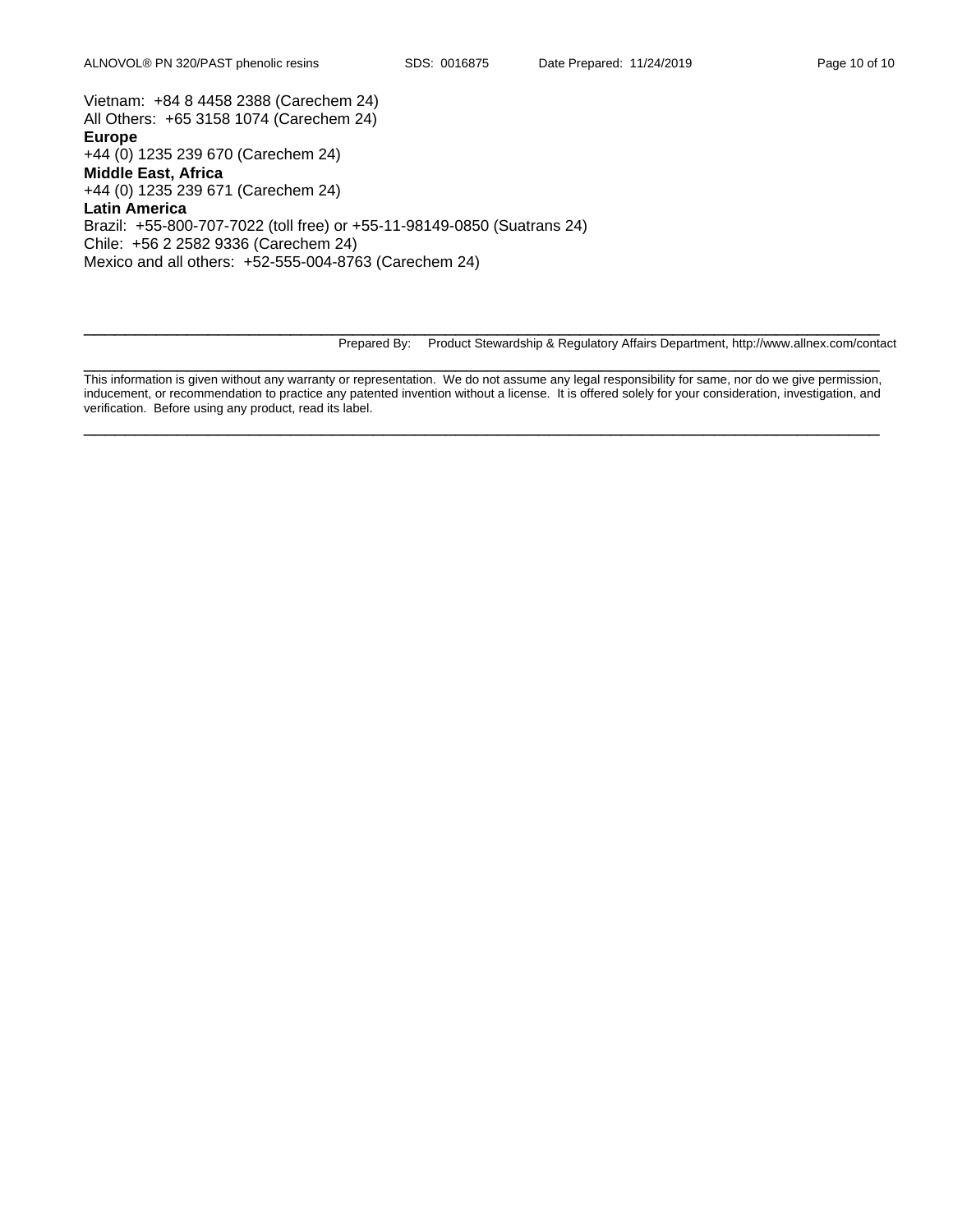Vietnam: +84 8 4458 2388 (Carechem 24)
All Others: +65 3158 1074 (Carechem 24)

**Europe**

+44 (0) 1235 239 670 (Carechem 24)

**Middle East, Africa**

+44 (0) 1235 239 671 (Carechem 24)

**Latin America**

Brazil: +55-800-707-7022 (toll free) or +55-11-98149-0850 (Suatrans 24)
Chile: +56 2 2582 9336 (Carechem 24)
Mexico and all others: +52-555-004-8763 (Carechem 24)

---

Prepared By: Product Stewardship & Regulatory Affairs Department, http://www.allnex.com/contact

---

This information is given without any warranty or representation. We do not assume any legal responsibility for same, nor do we give permission, inducement, or recommendation to practice any patented invention without a license. It is offered solely for your consideration, investigation, and verification. Before using any product, read its label.

---